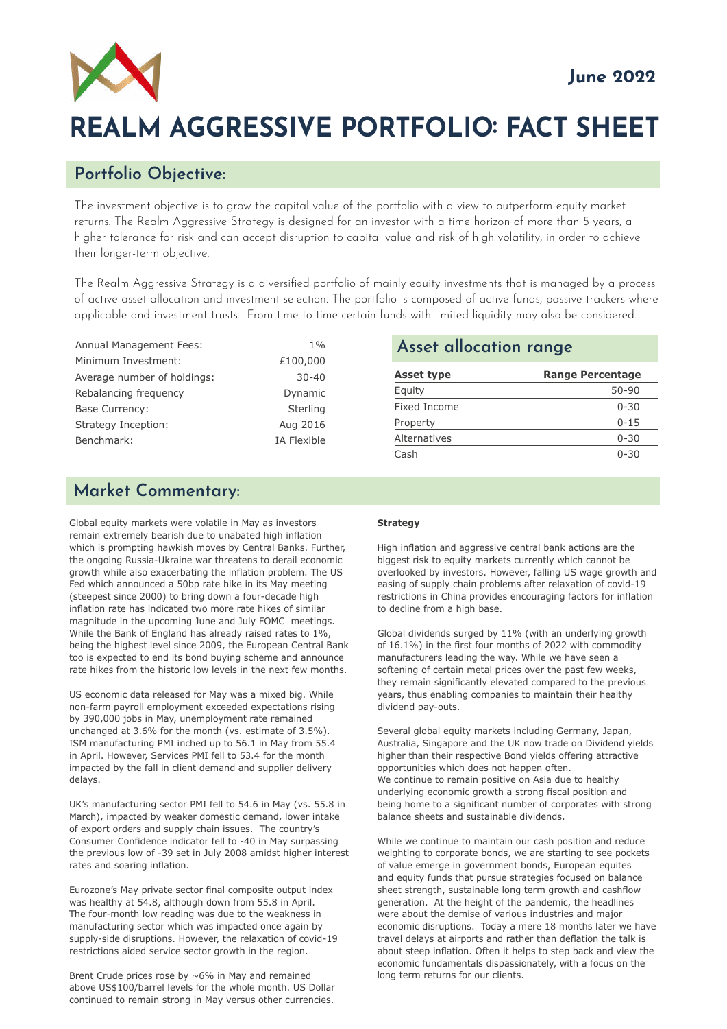June 2022

# REALM AGGRESSIVE PORTFOLIO: FACT SHEET

## Portfolio Objective:

The investment objective is to grow the capital value of the portfolio with a view to outperform equity market returns. The Realm Aggressive Strategy is designed for an investor with a time horizon of more than 5 years, a higher tolerance for risk and can accept disruption to capital value and risk of high volatility, in order to achieve their longer-term objective.

The Realm Aggressive Strategy is a diversified portfolio of mainly equity investments that is managed by a process of active asset allocation and investment selection. The portfolio is composed of active funds, passive trackers where applicable and investment trusts. From time to time certain funds with limited liquidity may also be considered.

| | |
|---|---|
| Annual Management Fees: | 1% |
| Minimum Investment: | £100,000 |
| Average number of holdings: | 30-40 |
| Rebalancing frequency | Dynamic |
| Base Currency: | Sterling |
| Strategy Inception: | Aug 2016 |
| Benchmark: | IA Flexible |

## Asset allocation range

| Asset type | Range Percentage |
|---|---|
| Equity | 50-90 |
| Fixed Income | 0-30 |
| Property | 0-15 |
| Alternatives | 0-30 |
| Cash | 0-30 |

## Market Commentary:

Global equity markets were volatile in May as investors remain extremely bearish due to unabated high inflation which is prompting hawkish moves by Central Banks. Further, the ongoing Russia-Ukraine war threatens to derail economic growth while also exacerbating the inflation problem. The US Fed which announced a 50bp rate hike in its May meeting (steepest since 2000) to bring down a four-decade high inflation rate has indicated two more rate hikes of similar magnitude in the upcoming June and July FOMC meetings. While the Bank of England has already raised rates to 1%, being the highest level since 2009, the European Central Bank too is expected to end its bond buying scheme and announce rate hikes from the historic low levels in the next few months.

US economic data released for May was a mixed big. While non-farm payroll employment exceeded expectations rising by 390,000 jobs in May, unemployment rate remained unchanged at 3.6% for the month (vs. estimate of 3.5%). ISM manufacturing PMI inched up to 56.1 in May from 55.4 in April. However, Services PMI fell to 53.4 for the month impacted by the fall in client demand and supplier delivery delays.

UK's manufacturing sector PMI fell to 54.6 in May (vs. 55.8 in March), impacted by weaker domestic demand, lower intake of export orders and supply chain issues. The country's Consumer Confidence indicator fell to -40 in May surpassing the previous low of -39 set in July 2008 amidst higher interest rates and soaring inflation.

Eurozone's May private sector final composite output index was healthy at 54.8, although down from 55.8 in April. The four-month low reading was due to the weakness in manufacturing sector which was impacted once again by supply-side disruptions. However, the relaxation of covid-19 restrictions aided service sector growth in the region.

Brent Crude prices rose by ~6% in May and remained above US$100/barrel levels for the whole month. US Dollar continued to remain strong in May versus other currencies.

**Strategy**

High inflation and aggressive central bank actions are the biggest risk to equity markets currently which cannot be overlooked by investors. However, falling US wage growth and easing of supply chain problems after relaxation of covid-19 restrictions in China provides encouraging factors for inflation to decline from a high base.

Global dividends surged by 11% (with an underlying growth of 16.1%) in the first four months of 2022 with commodity manufacturers leading the way. While we have seen a softening of certain metal prices over the past few weeks, they remain significantly elevated compared to the previous years, thus enabling companies to maintain their healthy dividend pay-outs.

Several global equity markets including Germany, Japan, Australia, Singapore and the UK now trade on Dividend yields higher than their respective Bond yields offering attractive opportunities which does not happen often.
We continue to remain positive on Asia due to healthy underlying economic growth a strong fiscal position and being home to a significant number of corporates with strong balance sheets and sustainable dividends.

While we continue to maintain our cash position and reduce weighting to corporate bonds, we are starting to see pockets of value emerge in government bonds, European equites and equity funds that pursue strategies focused on balance sheet strength, sustainable long term growth and cashflow generation. At the height of the pandemic, the headlines were about the demise of various industries and major economic disruptions. Today a mere 18 months later we have travel delays at airports and rather than deflation the talk is about steep inflation. Often it helps to step back and view the economic fundamentals dispassionately, with a focus on the long term returns for our clients.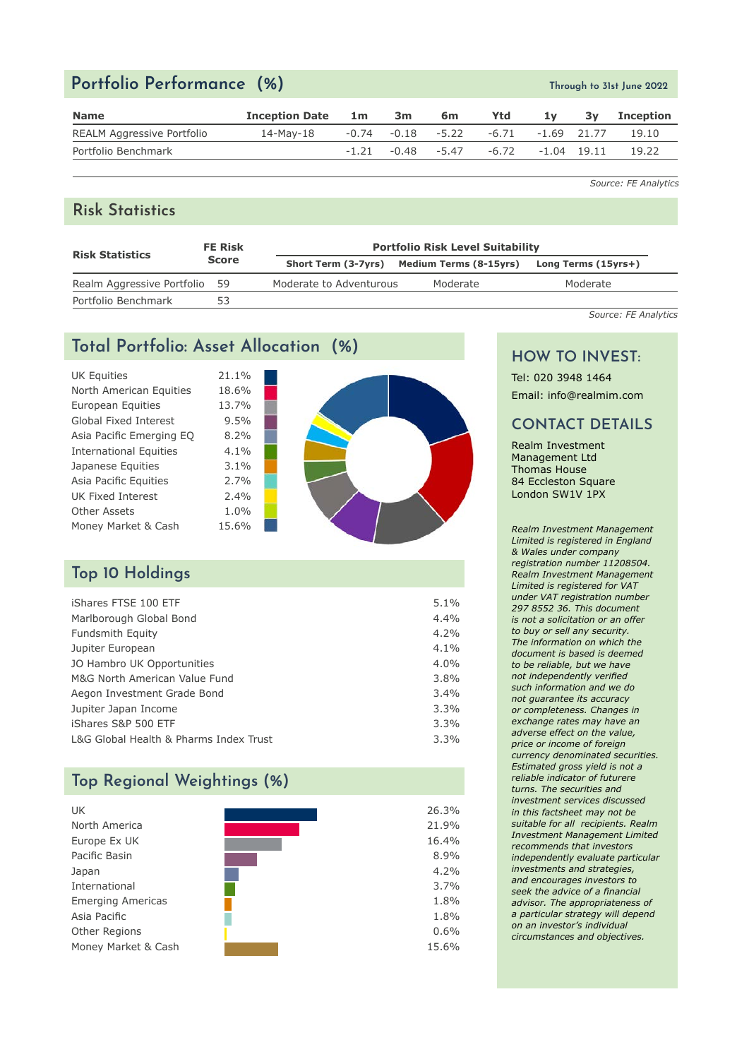## Portfolio Performance (%)

Through to 31st June 2022

| Name | Inception Date | 1m | 3m | 6m | Ytd | 1y | 3y | Inception |
|---|---|---|---|---|---|---|---|---|
| REALM Aggressive Portfolio | 14-May-18 | -0.74 | -0.18 | -5.22 | -6.71 | -1.69 | 21.77 | 19.10 |
| Portfolio Benchmark | | -1.21 | -0.48 | -5.47 | -6.72 | -1.04 | 19.11 | 19.22 |

*Source: FE Analytics*

## Risk Statistics

| Risk Statistics | FE Risk Score | Portfolio Risk Level Suitability | | |
|---|---|---|---|---|
| | | Short Term (3-7yrs) | Medium Terms (8-15yrs) | Long Terms (15yrs+) |
| Realm Aggressive Portfolio | 59 | Moderate to Adventurous | Moderate | Moderate |
| Portfolio Benchmark | 53 | | | |

*Source: FE Analytics*

## Total Portfolio: Asset Allocation (%)

| | |
|---|---|
| UK Equities | 21.1% |
| North American Equities | 18.6% |
| European Equities | 13.7% |
| Global Fixed Interest | 9.5% |
| Asia Pacific Emerging EQ | 8.2% |
| International Equities | 4.1% |
| Japanese Equities | 3.1% |
| Asia Pacific Equities | 2.7% |
| UK Fixed Interest | 2.4% |
| Other Assets | 1.0% |
| Money Market & Cash | 15.6% |

## Top 10 Holdings

| | |
|---|---|
| iShares FTSE 100 ETF | 5.1% |
| Marlborough Global Bond | 4.4% |
| Fundsmith Equity | 4.2% |
| Jupiter European | 4.1% |
| JO Hambro UK Opportunities | 4.0% |
| M&G North American Value Fund | 3.8% |
| Aegon Investment Grade Bond | 3.4% |
| Jupiter Japan Income | 3.3% |
| iShares S&P 500 ETF | 3.3% |
| L&G Global Health & Pharms Index Trust | 3.3% |

## Top Regional Weightings (%)

UK 26.3%
North America 21.9%
Europe Ex UK 16.4%
Pacific Basin 8.9%
Japan 4.2%
International 3.7%
Emerging Americas 1.8%
Asia Pacific 1.8%
Other Regions 0.6%
Money Market & Cash 15.6%

## HOW TO INVEST:

Tel: 020 3948 1464

Email: info@realmim.com

## CONTACT DETAILS

Realm Investment Management Ltd
Thomas House
84 Eccleston Square
London SW1V 1PX

*Realm Investment Management Limited is registered in England & Wales under company registration number 11208504. Realm Investment Management Limited is registered for VAT under VAT registration number 297 8552 36. This document is not a solicitation or an offer to buy or sell any security. The information on which the document is based is deemed to be reliable, but we have not independently verified such information and we do not guarantee its accuracy or completeness. Changes in exchange rates may have an adverse effect on the value, price or income of foreign currency denominated securities. Estimated gross yield is not a reliable indicator of futurere turns. The securities and investment services discussed in this factsheet may not be suitable for all recipients. Realm Investment Management Limited recommends that investors independently evaluate particular investments and strategies, and encourages investors to seek the advice of a financial advisor. The appropriateness of a particular strategy will depend on an investor's individual circumstances and objectives.*